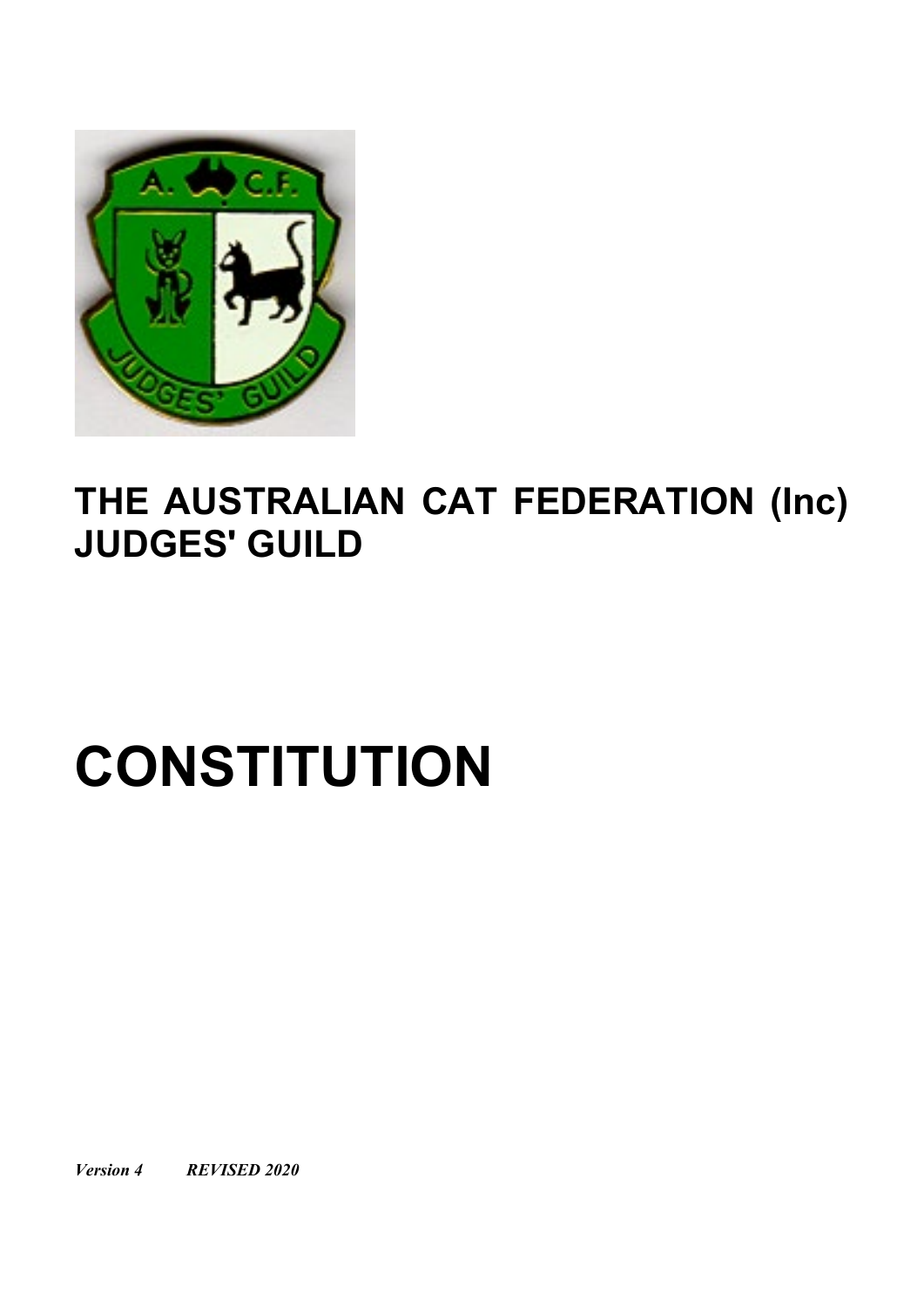# THE AUSTRALIAN CAT FEDERATION (Inc) JUDGES' GUILD

# CONSTITUTION

***Version 4 REVISED 2020***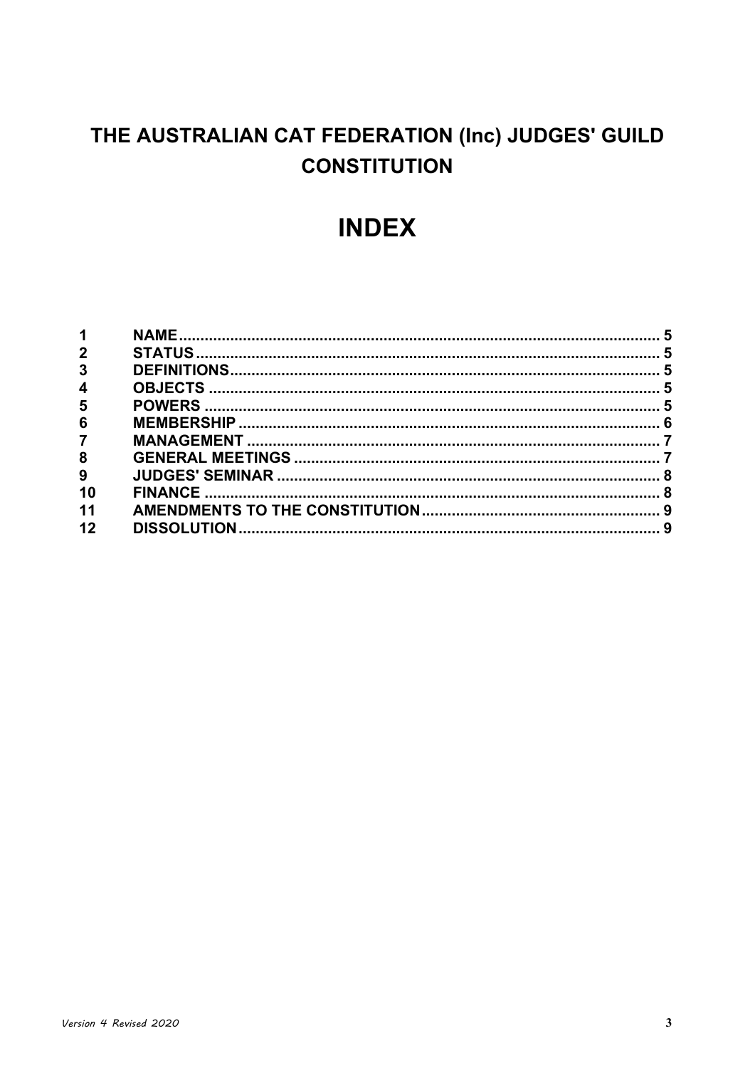# THE AUSTRALIAN CAT FEDERATION (Inc) JUDGES' GUILD CONSTITUTION

# INDEX

| | | |
|---|---|---|
| 1 | NAME | 5 |
| 2 | STATUS | 5 |
| 3 | DEFINITIONS | 5 |
| 4 | OBJECTS | 5 |
| 5 | POWERS | 5 |
| 6 | MEMBERSHIP | 6 |
| 7 | MANAGEMENT | 7 |
| 8 | GENERAL MEETINGS | 7 |
| 9 | JUDGES' SEMINAR | 8 |
| 10 | FINANCE | 8 |
| 11 | AMENDMENTS TO THE CONSTITUTION | 9 |
| 12 | DISSOLUTION | 9 |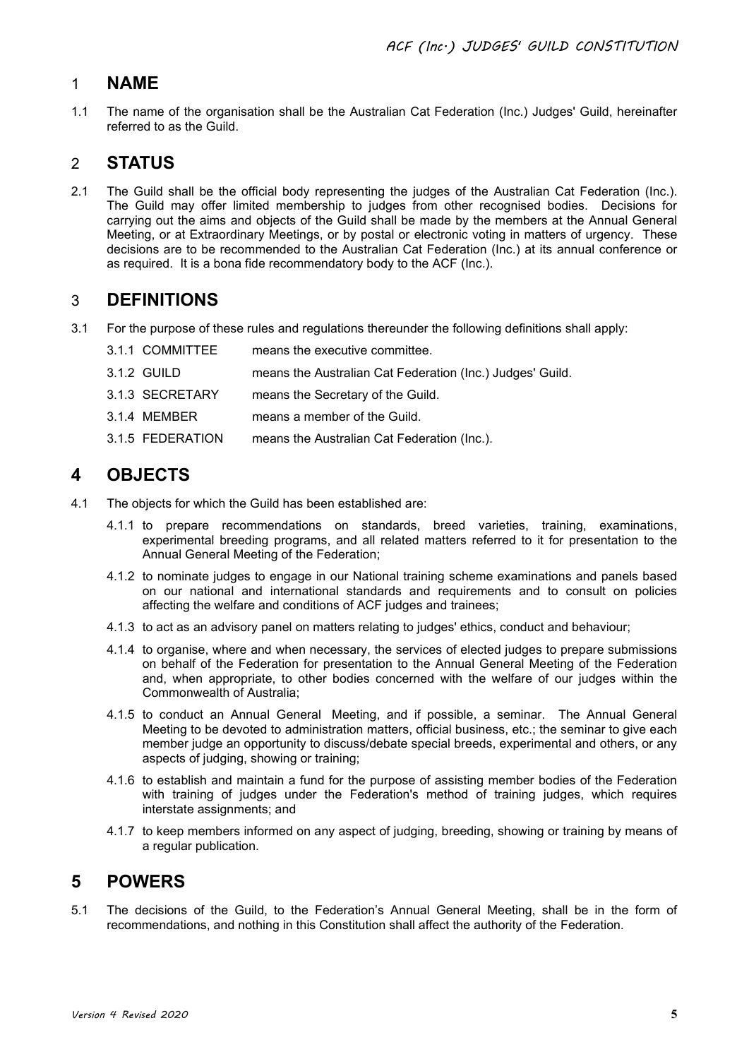## 1 NAME

1.1 The name of the organisation shall be the Australian Cat Federation (Inc.) Judges' Guild, hereinafter referred to as the Guild.

## 2 STATUS

2.1 The Guild shall be the official body representing the judges of the Australian Cat Federation (Inc.). The Guild may offer limited membership to judges from other recognised bodies. Decisions for carrying out the aims and objects of the Guild shall be made by the members at the Annual General Meeting, or at Extraordinary Meetings, or by postal or electronic voting in matters of urgency. These decisions are to be recommended to the Australian Cat Federation (Inc.) at its annual conference or as required. It is a bona fide recommendatory body to the ACF (Inc.).

## 3 DEFINITIONS

3.1 For the purpose of these rules and regulations thereunder the following definitions shall apply:

- 3.1.1 COMMITTEE means the executive committee.
- 3.1.2 GUILD means the Australian Cat Federation (Inc.) Judges' Guild.
- 3.1.3 SECRETARY means the Secretary of the Guild.
- 3.1.4 MEMBER means a member of the Guild.
- 3.1.5 FEDERATION means the Australian Cat Federation (Inc.).

## 4 OBJECTS

4.1 The objects for which the Guild has been established are:

- 4.1.1 to prepare recommendations on standards, breed varieties, training, examinations, experimental breeding programs, and all related matters referred to it for presentation to the Annual General Meeting of the Federation;
- 4.1.2 to nominate judges to engage in our National training scheme examinations and panels based on our national and international standards and requirements and to consult on policies affecting the welfare and conditions of ACF judges and trainees;
- 4.1.3 to act as an advisory panel on matters relating to judges' ethics, conduct and behaviour;
- 4.1.4 to organise, where and when necessary, the services of elected judges to prepare submissions on behalf of the Federation for presentation to the Annual General Meeting of the Federation and, when appropriate, to other bodies concerned with the welfare of our judges within the Commonwealth of Australia;
- 4.1.5 to conduct an Annual General Meeting, and if possible, a seminar. The Annual General Meeting to be devoted to administration matters, official business, etc.; the seminar to give each member judge an opportunity to discuss/debate special breeds, experimental and others, or any aspects of judging, showing or training;
- 4.1.6 to establish and maintain a fund for the purpose of assisting member bodies of the Federation with training of judges under the Federation's method of training judges, which requires interstate assignments; and
- 4.1.7 to keep members informed on any aspect of judging, breeding, showing or training by means of a regular publication.

## 5 POWERS

5.1 The decisions of the Guild, to the Federation's Annual General Meeting, shall be in the form of recommendations, and nothing in this Constitution shall affect the authority of the Federation.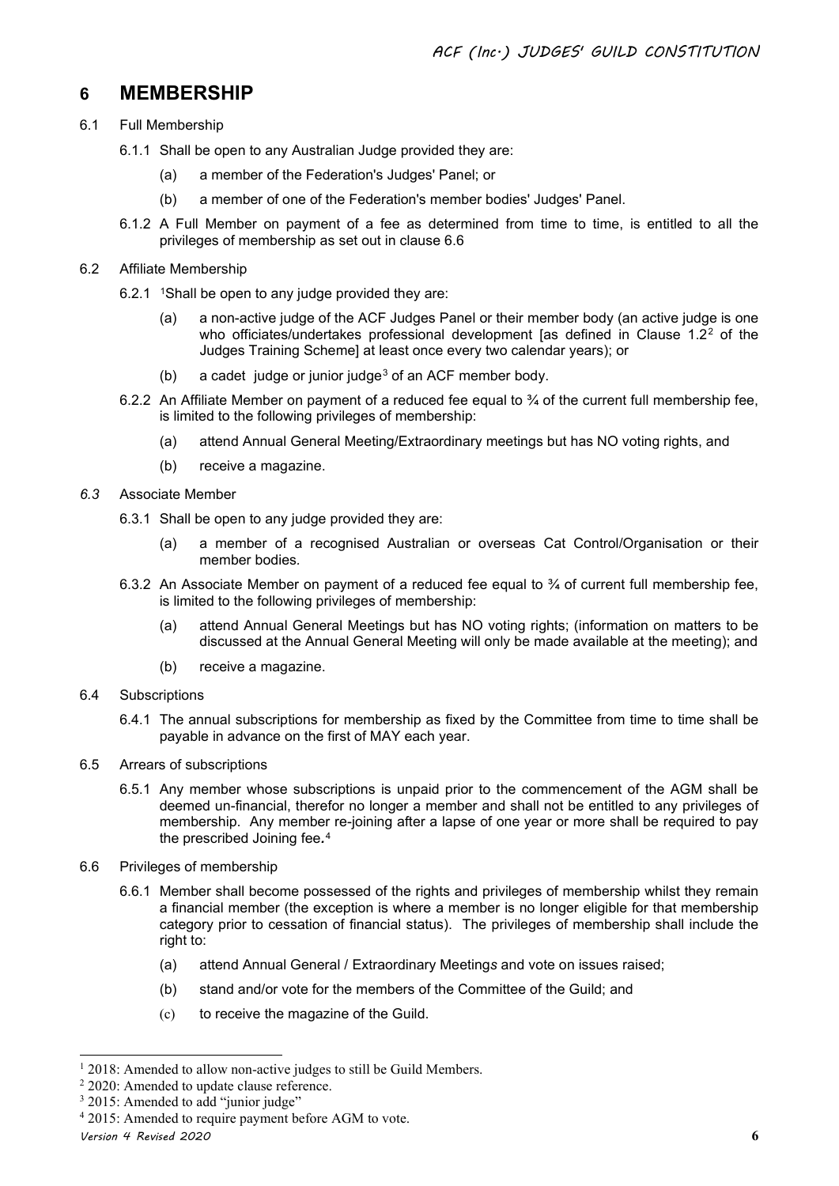## 6 MEMBERSHIP

6.1 Full Membership

6.1.1 Shall be open to any Australian Judge provided they are:

(a) a member of the Federation's Judges' Panel; or

(b) a member of one of the Federation's member bodies' Judges' Panel.

6.1.2 A Full Member on payment of a fee as determined from time to time, is entitled to all the privileges of membership as set out in clause 6.6

6.2 Affiliate Membership

6.2.1 [1]Shall be open to any judge provided they are:

(a) a non-active judge of the ACF Judges Panel or their member body (an active judge is one who officiates/undertakes professional development [as defined in Clause 1.2[2] of the Judges Training Scheme] at least once every two calendar years); or

(b) a cadet judge or junior judge[3] of an ACF member body.

6.2.2 An Affiliate Member on payment of a reduced fee equal to ¾ of the current full membership fee, is limited to the following privileges of membership:

(a) attend Annual General Meeting/Extraordinary meetings but has NO voting rights, and

(b) receive a magazine.

*6.3* Associate Member

6.3.1 Shall be open to any judge provided they are:

(a) a member of a recognised Australian or overseas Cat Control/Organisation or their member bodies.

6.3.2 An Associate Member on payment of a reduced fee equal to ¾ of current full membership fee, is limited to the following privileges of membership:

(a) attend Annual General Meetings but has NO voting rights; (information on matters to be discussed at the Annual General Meeting will only be made available at the meeting); and

(b) receive a magazine.

6.4 Subscriptions

6.4.1 The annual subscriptions for membership as fixed by the Committee from time to time shall be payable in advance on the first of MAY each year.

6.5 Arrears of subscriptions

6.5.1 Any member whose subscriptions is unpaid prior to the commencement of the AGM shall be deemed un-financial, therefor no longer a member and shall not be entitled to any privileges of membership. Any member re-joining after a lapse of one year or more shall be required to pay the prescribed Joining fee.[4]

6.6 Privileges of membership

6.6.1 Member shall become possessed of the rights and privileges of membership whilst they remain a financial member (the exception is where a member is no longer eligible for that membership category prior to cessation of financial status). The privileges of membership shall include the right to:

(a) attend Annual General / Extraordinary Meetings and vote on issues raised;

(b) stand and/or vote for the members of the Committee of the Guild; and

(c) to receive the magazine of the Guild.

---

[1] 2018: Amended to allow non-active judges to still be Guild Members.

[2] 2020: Amended to update clause reference.

[3] 2015: Amended to add "junior judge"

[4] 2015: Amended to require payment before AGM to vote.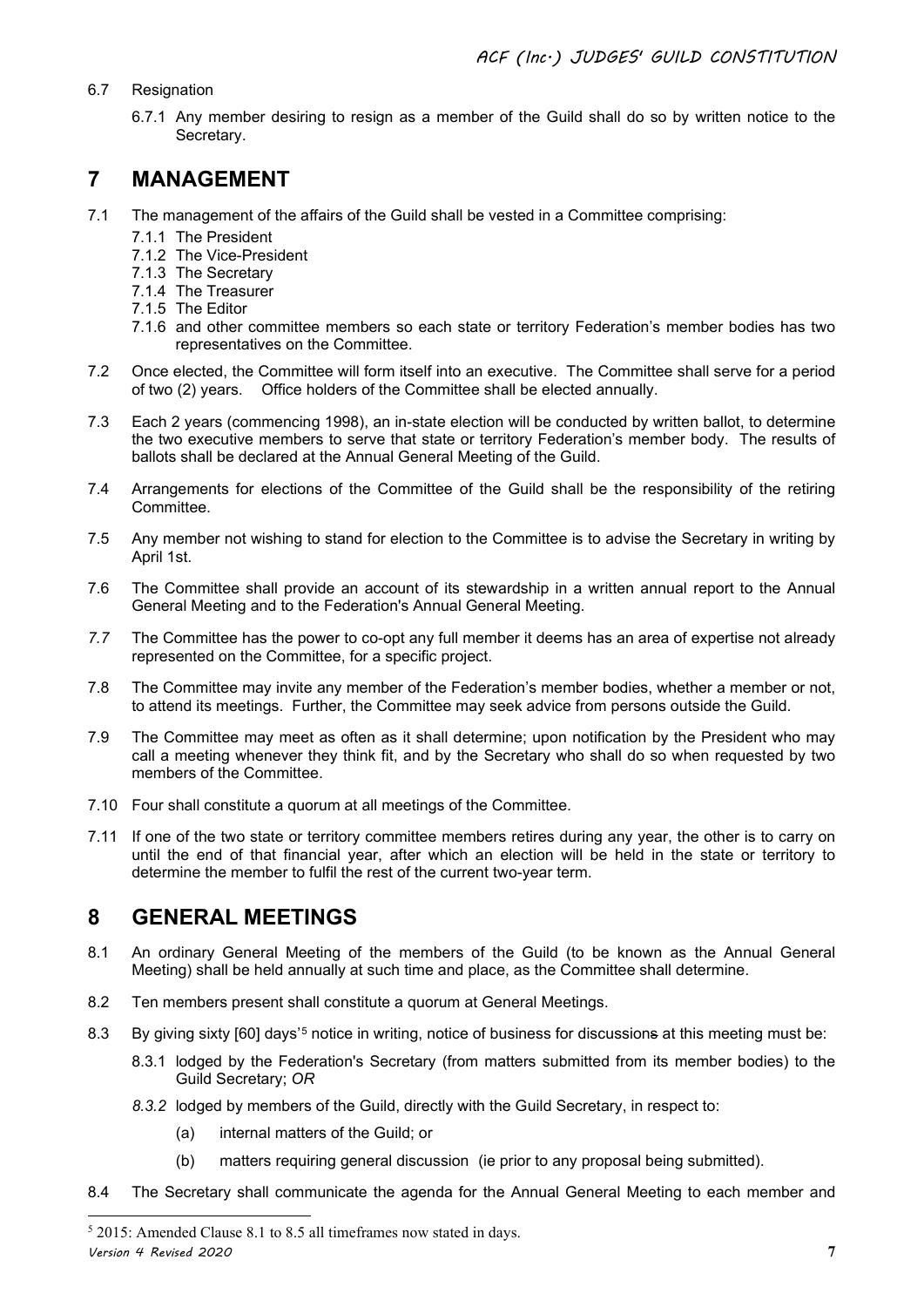6.7 Resignation

6.7.1 Any member desiring to resign as a member of the Guild shall do so by written notice to the Secretary.

# 7 MANAGEMENT

7.1 The management of the affairs of the Guild shall be vested in a Committee comprising:

- 7.1.1 The President
- 7.1.2 The Vice-President
- 7.1.3 The Secretary
- 7.1.4 The Treasurer
- 7.1.5 The Editor
- 7.1.6 and other committee members so each state or territory Federation's member bodies has two representatives on the Committee.

7.2 Once elected, the Committee will form itself into an executive. The Committee shall serve for a period of two (2) years. Office holders of the Committee shall be elected annually.

7.3 Each 2 years (commencing 1998), an in-state election will be conducted by written ballot, to determine the two executive members to serve that state or territory Federation's member body. The results of ballots shall be declared at the Annual General Meeting of the Guild.

7.4 Arrangements for elections of the Committee of the Guild shall be the responsibility of the retiring Committee.

7.5 Any member not wishing to stand for election to the Committee is to advise the Secretary in writing by April 1st.

7.6 The Committee shall provide an account of its stewardship in a written annual report to the Annual General Meeting and to the Federation's Annual General Meeting.

*7.7* The Committee has the power to co-opt any full member it deems has an area of expertise not already represented on the Committee, for a specific project.

7.8 The Committee may invite any member of the Federation's member bodies, whether a member or not, to attend its meetings. Further, the Committee may seek advice from persons outside the Guild.

7.9 The Committee may meet as often as it shall determine; upon notification by the President who may call a meeting whenever they think fit, and by the Secretary who shall do so when requested by two members of the Committee.

7.10 Four shall constitute a quorum at all meetings of the Committee.

7.11 If one of the two state or territory committee members retires during any year, the other is to carry on until the end of that financial year, after which an election will be held in the state or territory to determine the member to fulfil the rest of the current two-year term.

# 8 GENERAL MEETINGS

8.1 An ordinary General Meeting of the members of the Guild (to be known as the Annual General Meeting) shall be held annually at such time and place, as the Committee shall determine.

8.2 Ten members present shall constitute a quorum at General Meetings.

8.3 By giving sixty [60] days'[5] notice in writing, notice of business for discussions at this meeting must be:

8.3.1 lodged by the Federation's Secretary (from matters submitted from its member bodies) to the Guild Secretary; *OR*

*8.3.2* lodged by members of the Guild, directly with the Guild Secretary, in respect to:

(a) internal matters of the Guild; or

(b) matters requiring general discussion (ie prior to any proposal being submitted).

8.4 The Secretary shall communicate the agenda for the Annual General Meeting to each member and

[5] 2015: Amended Clause 8.1 to 8.5 all timeframes now stated in days.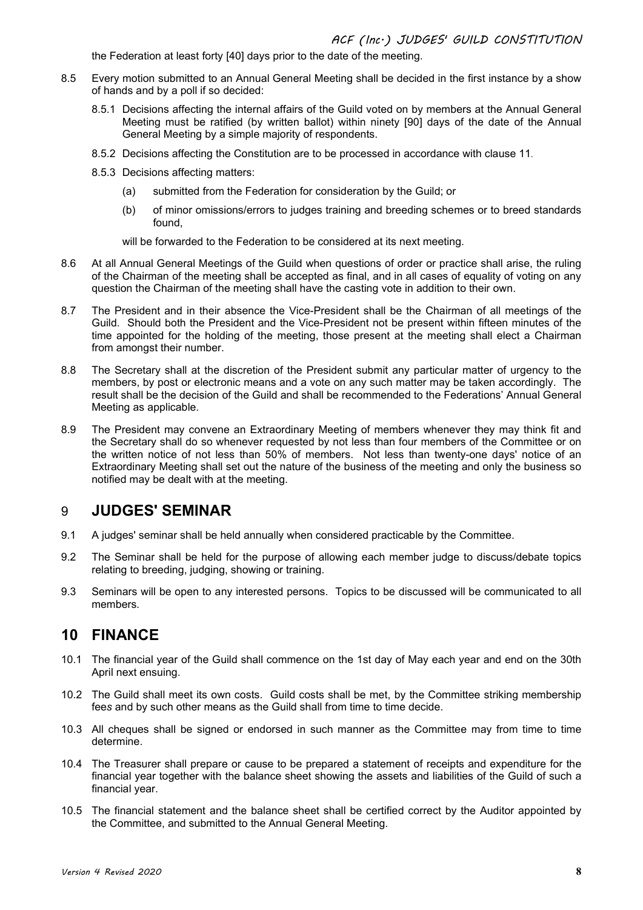the Federation at least forty [40] days prior to the date of the meeting.

8.5 Every motion submitted to an Annual General Meeting shall be decided in the first instance by a show of hands and by a poll if so decided:

8.5.1 Decisions affecting the internal affairs of the Guild voted on by members at the Annual General Meeting must be ratified (by written ballot) within ninety [90] days of the date of the Annual General Meeting by a simple majority of respondents.

8.5.2 Decisions affecting the Constitution are to be processed in accordance with clause 11.

8.5.3 Decisions affecting matters:

(a) submitted from the Federation for consideration by the Guild; or

(b) of minor omissions/errors to judges training and breeding schemes or to breed standards found,

will be forwarded to the Federation to be considered at its next meeting.

8.6 At all Annual General Meetings of the Guild when questions of order or practice shall arise, the ruling of the Chairman of the meeting shall be accepted as final, and in all cases of equality of voting on any question the Chairman of the meeting shall have the casting vote in addition to their own.

8.7 The President and in their absence the Vice-President shall be the Chairman of all meetings of the Guild. Should both the President and the Vice-President not be present within fifteen minutes of the time appointed for the holding of the meeting, those present at the meeting shall elect a Chairman from amongst their number.

8.8 The Secretary shall at the discretion of the President submit any particular matter of urgency to the members, by post or electronic means and a vote on any such matter may be taken accordingly. The result shall be the decision of the Guild and shall be recommended to the Federations' Annual General Meeting as applicable.

8.9 The President may convene an Extraordinary Meeting of members whenever they may think fit and the Secretary shall do so whenever requested by not less than four members of the Committee or on the written notice of not less than 50% of members. Not less than twenty-one days' notice of an Extraordinary Meeting shall set out the nature of the business of the meeting and only the business so notified may be dealt with at the meeting.

## 9 JUDGES' SEMINAR

9.1 A judges' seminar shall be held annually when considered practicable by the Committee.

9.2 The Seminar shall be held for the purpose of allowing each member judge to discuss/debate topics relating to breeding, judging, showing or training.

9.3 Seminars will be open to any interested persons. Topics to be discussed will be communicated to all members.

## 10 FINANCE

10.1 The financial year of the Guild shall commence on the 1st day of May each year and end on the 30th April next ensuing.

10.2 The Guild shall meet its own costs. Guild costs shall be met, by the Committee striking membership fees and by such other means as the Guild shall from time to time decide.

10.3 All cheques shall be signed or endorsed in such manner as the Committee may from time to time determine.

10.4 The Treasurer shall prepare or cause to be prepared a statement of receipts and expenditure for the financial year together with the balance sheet showing the assets and liabilities of the Guild of such a financial year.

10.5 The financial statement and the balance sheet shall be certified correct by the Auditor appointed by the Committee, and submitted to the Annual General Meeting.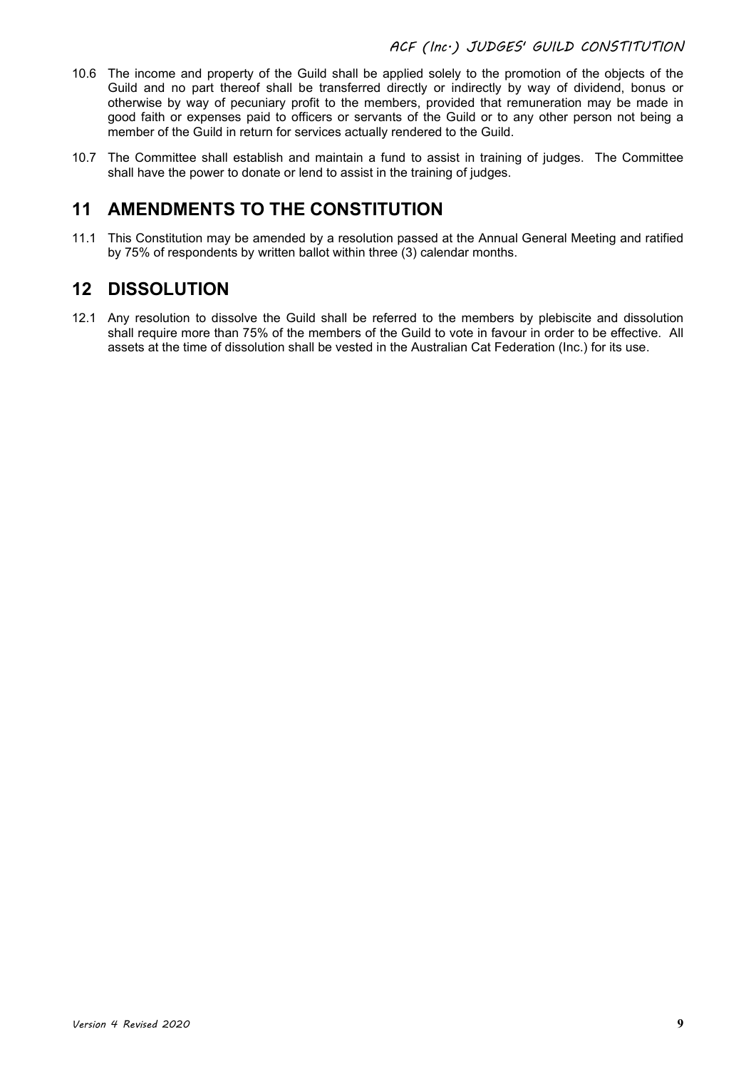10.6 The income and property of the Guild shall be applied solely to the promotion of the objects of the Guild and no part thereof shall be transferred directly or indirectly by way of dividend, bonus or otherwise by way of pecuniary profit to the members, provided that remuneration may be made in good faith or expenses paid to officers or servants of the Guild or to any other person not being a member of the Guild in return for services actually rendered to the Guild.

10.7 The Committee shall establish and maintain a fund to assist in training of judges. The Committee shall have the power to donate or lend to assist in the training of judges.

## 11 AMENDMENTS TO THE CONSTITUTION

11.1 This Constitution may be amended by a resolution passed at the Annual General Meeting and ratified by 75% of respondents by written ballot within three (3) calendar months.

## 12 DISSOLUTION

12.1 Any resolution to dissolve the Guild shall be referred to the members by plebiscite and dissolution shall require more than 75% of the members of the Guild to vote in favour in order to be effective. All assets at the time of dissolution shall be vested in the Australian Cat Federation (Inc.) for its use.